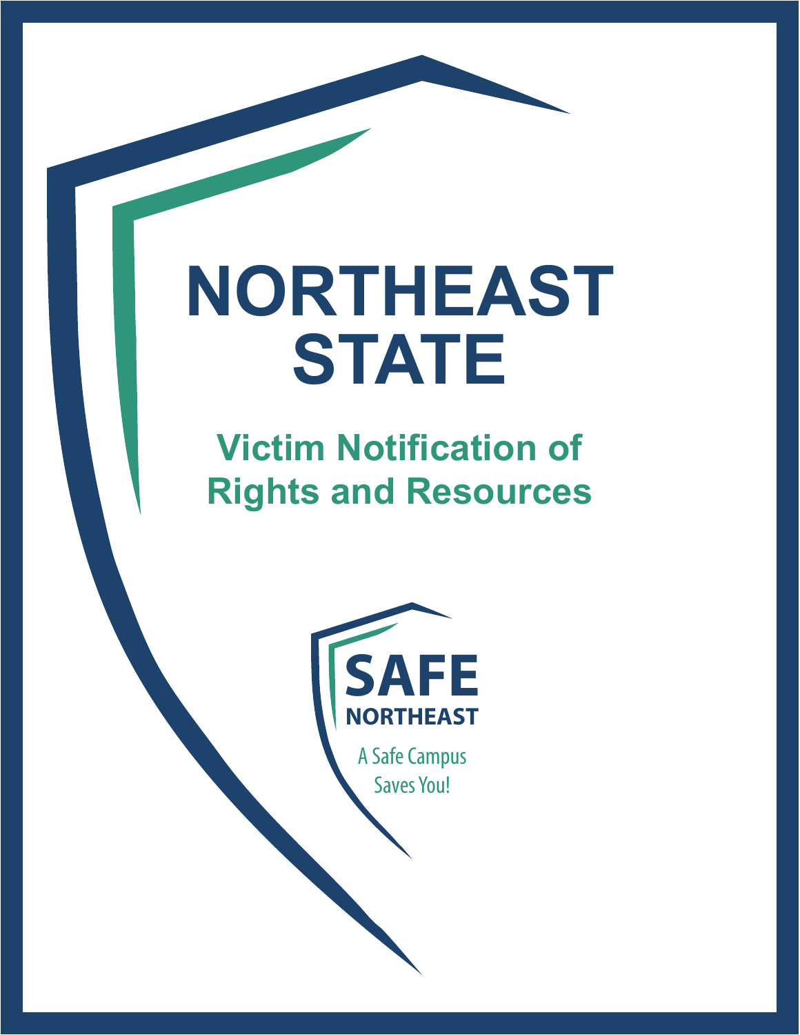# NORTHEAST STATE

## Victim Notification of Rights and Resources

SAFE NORTHEAST

A Safe Campus Saves You!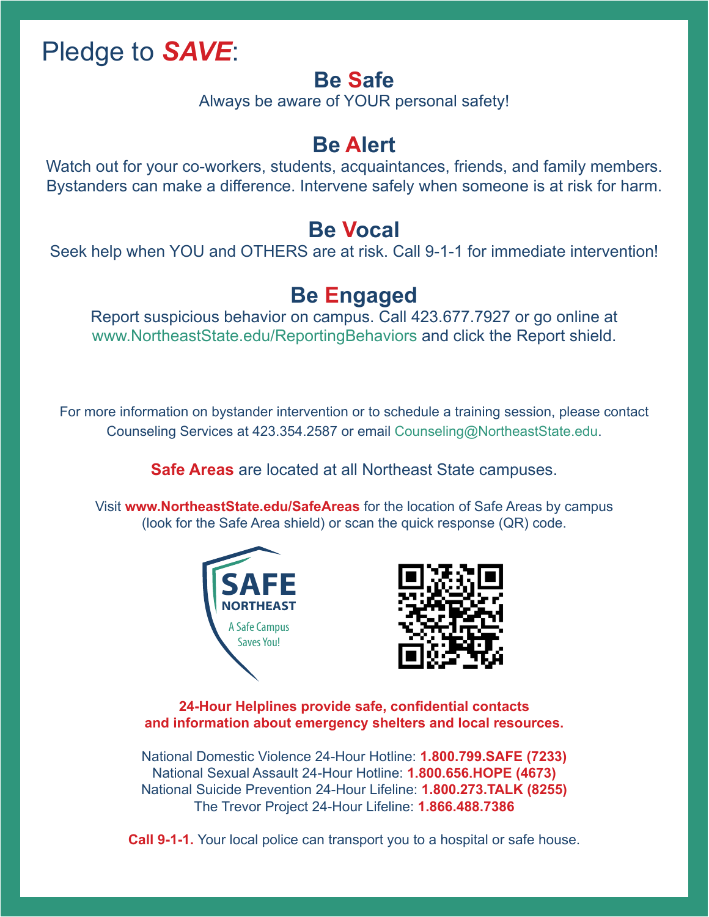# Pledge to *SAVE*:

## Be Safe

Always be aware of YOUR personal safety!

## Be Alert

Watch out for your co-workers, students, acquaintances, friends, and family members. Bystanders can make a difference. Intervene safely when someone is at risk for harm.

## Be Vocal

Seek help when YOU and OTHERS are at risk. Call 9-1-1 for immediate intervention!

## Be Engaged

Report suspicious behavior on campus. Call 423.677.7927 or go online at www.NortheastState.edu/ReportingBehaviors and click the Report shield.

For more information on bystander intervention or to schedule a training session, please contact Counseling Services at 423.354.2587 or email Counseling@NortheastState.edu.

**Safe Areas** are located at all Northeast State campuses.

Visit **www.NortheastState.edu/SafeAreas** for the location of Safe Areas by campus (look for the Safe Area shield) or scan the quick response (QR) code.

SAFE NORTHEAST
A Safe Campus Saves You!

**24-Hour Helplines provide safe, confidential contacts and information about emergency shelters and local resources.**

National Domestic Violence 24-Hour Hotline: **1.800.799.SAFE (7233)**
National Sexual Assault 24-Hour Hotline: **1.800.656.HOPE (4673)**
National Suicide Prevention 24-Hour Lifeline: **1.800.273.TALK (8255)**
The Trevor Project 24-Hour Lifeline: **1.866.488.7386**

**Call 9-1-1.** Your local police can transport you to a hospital or safe house.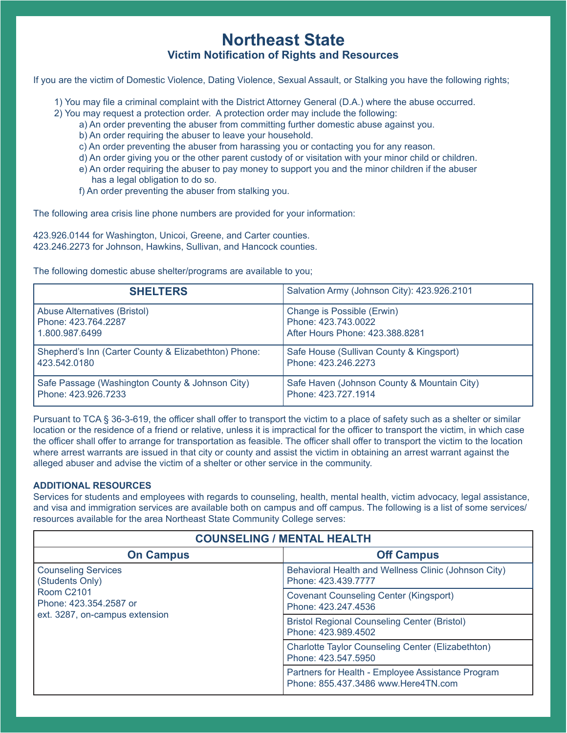# Northeast State

## Victim Notification of Rights and Resources

If you are the victim of Domestic Violence, Dating Violence, Sexual Assault, or Stalking you have the following rights;

1) You may file a criminal complaint with the District Attorney General (D.A.) where the abuse occurred.
2) You may request a protection order. A protection order may include the following:
   a) An order preventing the abuser from committing further domestic abuse against you.
   b) An order requiring the abuser to leave your household.
   c) An order preventing the abuser from harassing you or contacting you for any reason.
   d) An order giving you or the other parent custody of or visitation with your minor child or children.
   e) An order requiring the abuser to pay money to support you and the minor children if the abuser has a legal obligation to do so.
   f) An order preventing the abuser from stalking you.

The following area crisis line phone numbers are provided for your information:

423.926.0144 for Washington, Unicoi, Greene, and Carter counties.
423.246.2273 for Johnson, Hawkins, Sullivan, and Hancock counties.

The following domestic abuse shelter/programs are available to you;

| **SHELTERS** | Salvation Army (Johnson City): 423.926.2101 |
|---|---|
| Abuse Alternatives (Bristol)<br>Phone: 423.764.2287<br>1.800.987.6499 | Change is Possible (Erwin)<br>Phone: 423.743.0022<br>After Hours Phone: 423.388.8281 |
| Shepherd's Inn (Carter County & Elizabethton) Phone: 423.542.0180 | Safe House (Sullivan County & Kingsport)<br>Phone: 423.246.2273 |
| Safe Passage (Washington County & Johnson City)<br>Phone: 423.926.7233 | Safe Haven (Johnson County & Mountain City)<br>Phone: 423.727.1914 |

Pursuant to TCA § 36-3-619, the officer shall offer to transport the victim to a place of safety such as a shelter or similar location or the residence of a friend or relative, unless it is impractical for the officer to transport the victim, in which case the officer shall offer to arrange for transportation as feasible. The officer shall offer to transport the victim to the location where arrest warrants are issued in that city or county and assist the victim in obtaining an arrest warrant against the alleged abuser and advise the victim of a shelter or other service in the community.

**ADDITIONAL RESOURCES**

Services for students and employees with regards to counseling, health, mental health, victim advocacy, legal assistance, and visa and immigration services are available both on campus and off campus. The following is a list of some services/resources available for the area Northeast State Community College serves:

| **COUNSELING / MENTAL HEALTH** | |
|---|---|
| **On Campus** | **Off Campus** |
| Counseling Services<br>(Students Only)<br>Room C2101<br>Phone: 423.354.2587 or<br>ext. 3287, on-campus extension | Behavioral Health and Wellness Clinic (Johnson City)<br>Phone: 423.439.7777 |
| | Covenant Counseling Center (Kingsport)<br>Phone: 423.247.4536 |
| | Bristol Regional Counseling Center (Bristol)<br>Phone: 423.989.4502 |
| | Charlotte Taylor Counseling Center (Elizabethton)<br>Phone: 423.547.5950 |
| | Partners for Health - Employee Assistance Program<br>Phone: 855.437.3486 www.Here4TN.com |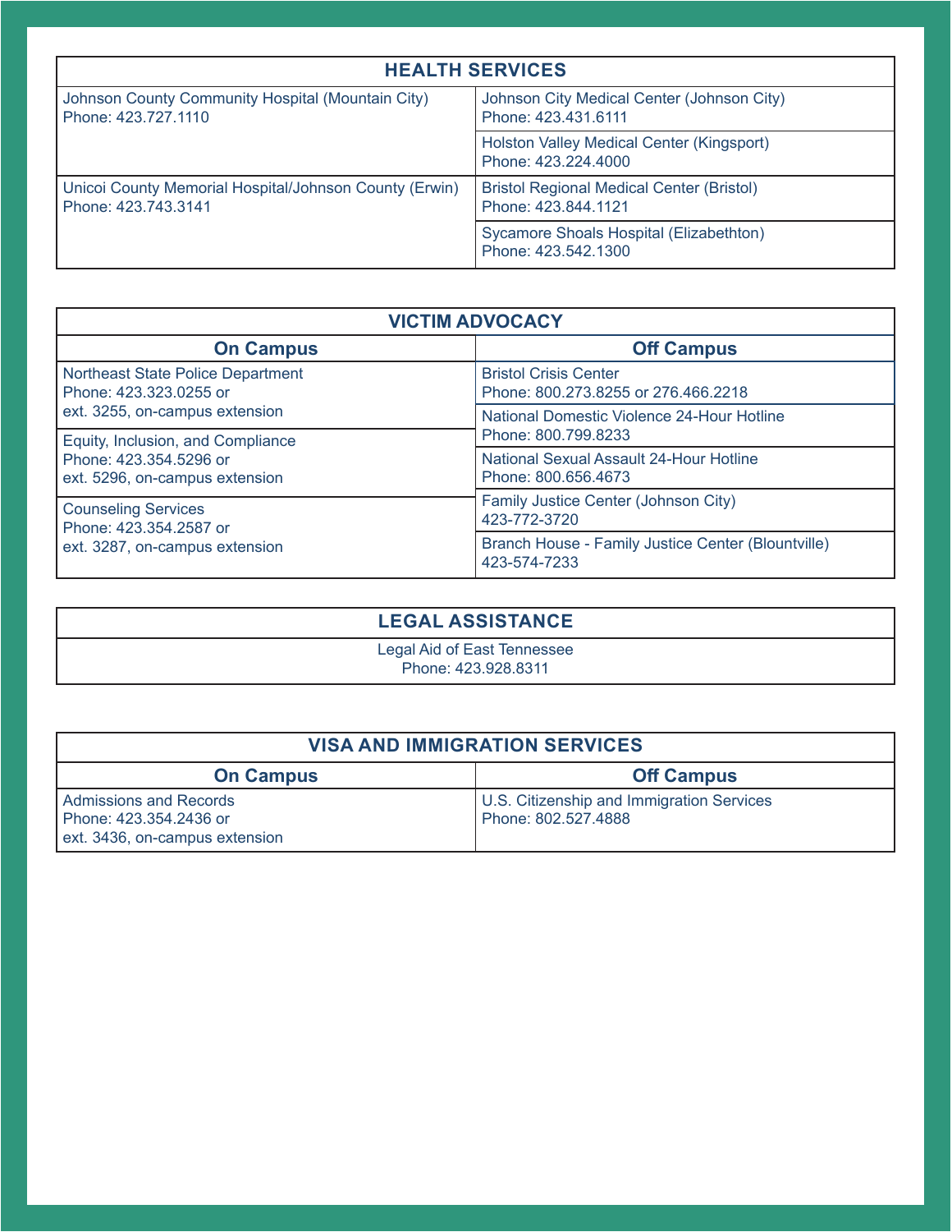## HEALTH SERVICES

| | |
|---|---|
| Johnson County Community Hospital (Mountain City)<br>Phone: 423.727.1110 | Johnson City Medical Center (Johnson City)<br>Phone: 423.431.6111 |
| | Holston Valley Medical Center (Kingsport)<br>Phone: 423.224.4000 |
| Unicoi County Memorial Hospital/Johnson County (Erwin)<br>Phone: 423.743.3141 | Bristol Regional Medical Center (Bristol)<br>Phone: 423.844.1121 |
| | Sycamore Shoals Hospital (Elizabethton)<br>Phone: 423.542.1300 |

## VICTIM ADVOCACY

| On Campus | Off Campus |
|---|---|
| Northeast State Police Department<br>Phone: 423.323.0255 or<br>ext. 3255, on-campus extension | Bristol Crisis Center<br>Phone: 800.273.8255 or 276.466.2218 |
| | National Domestic Violence 24-Hour Hotline<br>Phone: 800.799.8233 |
| Equity, Inclusion, and Compliance<br>Phone: 423.354.5296 or<br>ext. 5296, on-campus extension | National Sexual Assault 24-Hour Hotline<br>Phone: 800.656.4673 |
| Counseling Services<br>Phone: 423.354.2587 or<br>ext. 3287, on-campus extension | Family Justice Center (Johnson City)<br>423-772-3720 |
| | Branch House - Family Justice Center (Blountville)<br>423-574-7233 |

## LEGAL ASSISTANCE

Legal Aid of East Tennessee
Phone: 423.928.8311

## VISA AND IMMIGRATION SERVICES

| On Campus | Off Campus |
|---|---|
| Admissions and Records<br>Phone: 423.354.2436 or<br>ext. 3436, on-campus extension | U.S. Citizenship and Immigration Services<br>Phone: 802.527.4888 |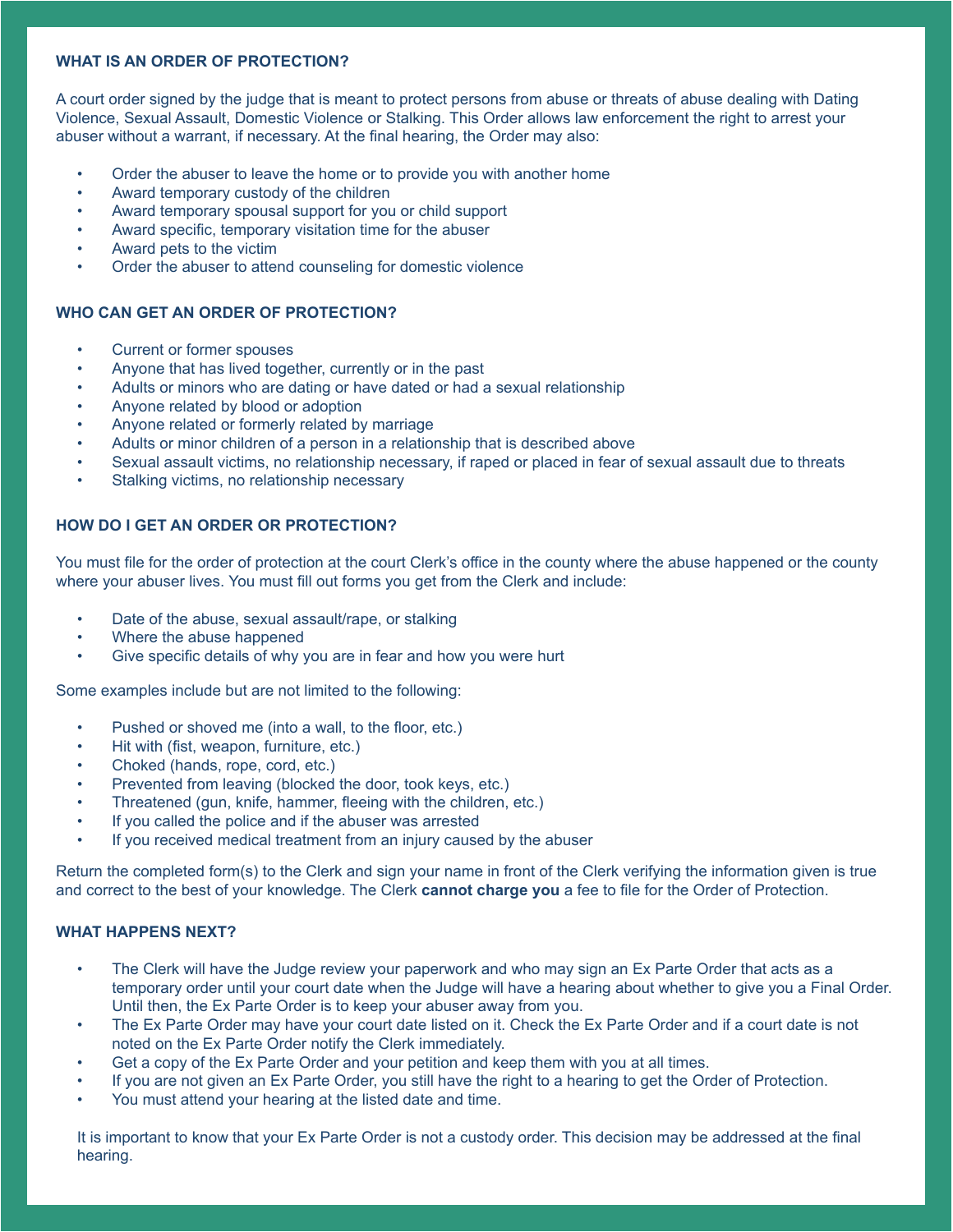## WHAT IS AN ORDER OF PROTECTION?

A court order signed by the judge that is meant to protect persons from abuse or threats of abuse dealing with Dating Violence, Sexual Assault, Domestic Violence or Stalking. This Order allows law enforcement the right to arrest your abuser without a warrant, if necessary. At the final hearing, the Order may also:

- Order the abuser to leave the home or to provide you with another home
- Award temporary custody of the children
- Award temporary spousal support for you or child support
- Award specific, temporary visitation time for the abuser
- Award pets to the victim
- Order the abuser to attend counseling for domestic violence

## WHO CAN GET AN ORDER OF PROTECTION?

- Current or former spouses
- Anyone that has lived together, currently or in the past
- Adults or minors who are dating or have dated or had a sexual relationship
- Anyone related by blood or adoption
- Anyone related or formerly related by marriage
- Adults or minor children of a person in a relationship that is described above
- Sexual assault victims, no relationship necessary, if raped or placed in fear of sexual assault due to threats
- Stalking victims, no relationship necessary

## HOW DO I GET AN ORDER OR PROTECTION?

You must file for the order of protection at the court Clerk's office in the county where the abuse happened or the county where your abuser lives. You must fill out forms you get from the Clerk and include:

- Date of the abuse, sexual assault/rape, or stalking
- Where the abuse happened
- Give specific details of why you are in fear and how you were hurt

Some examples include but are not limited to the following:

- Pushed or shoved me (into a wall, to the floor, etc.)
- Hit with (fist, weapon, furniture, etc.)
- Choked (hands, rope, cord, etc.)
- Prevented from leaving (blocked the door, took keys, etc.)
- Threatened (gun, knife, hammer, fleeing with the children, etc.)
- If you called the police and if the abuser was arrested
- If you received medical treatment from an injury caused by the abuser

Return the completed form(s) to the Clerk and sign your name in front of the Clerk verifying the information given is true and correct to the best of your knowledge. The Clerk **cannot charge you** a fee to file for the Order of Protection.

## WHAT HAPPENS NEXT?

- The Clerk will have the Judge review your paperwork and who may sign an Ex Parte Order that acts as a temporary order until your court date when the Judge will have a hearing about whether to give you a Final Order. Until then, the Ex Parte Order is to keep your abuser away from you.
- The Ex Parte Order may have your court date listed on it. Check the Ex Parte Order and if a court date is not noted on the Ex Parte Order notify the Clerk immediately.
- Get a copy of the Ex Parte Order and your petition and keep them with you at all times.
- If you are not given an Ex Parte Order, you still have the right to a hearing to get the Order of Protection.
- You must attend your hearing at the listed date and time.

It is important to know that your Ex Parte Order is not a custody order. This decision may be addressed at the final hearing.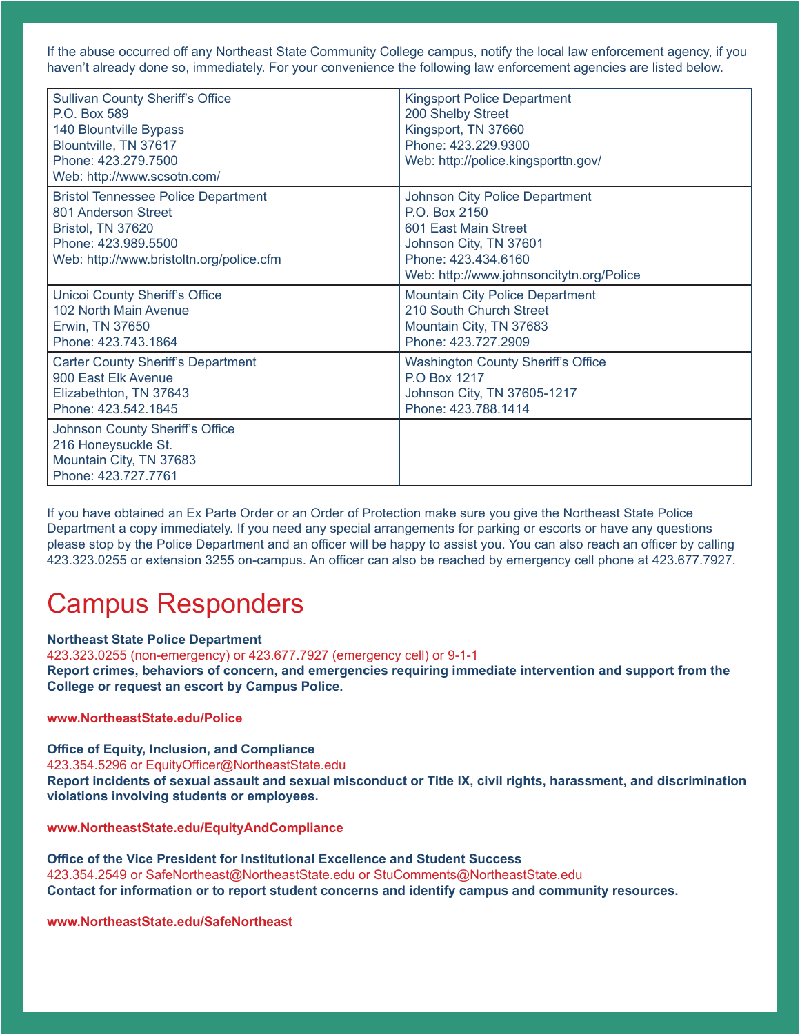If the abuse occurred off any Northeast State Community College campus, notify the local law enforcement agency, if you haven't already done so, immediately. For your convenience the following law enforcement agencies are listed below.

| | |
|---|---|
| Sullivan County Sheriff's Office<br>P.O. Box 589<br>140 Blountville Bypass<br>Blountville, TN 37617<br>Phone: 423.279.7500<br>Web: http://www.scsotn.com/ | Kingsport Police Department<br>200 Shelby Street<br>Kingsport, TN 37660<br>Phone: 423.229.9300<br>Web: http://police.kingsporttn.gov/ |
| Bristol Tennessee Police Department<br>801 Anderson Street<br>Bristol, TN 37620<br>Phone: 423.989.5500<br>Web: http://www.bristoltn.org/police.cfm | Johnson City Police Department<br>P.O. Box 2150<br>601 East Main Street<br>Johnson City, TN 37601<br>Phone: 423.434.6160<br>Web: http://www.johnsoncitytn.org/Police |
| Unicoi County Sheriff's Office<br>102 North Main Avenue<br>Erwin, TN 37650<br>Phone: 423.743.1864 | Mountain City Police Department<br>210 South Church Street<br>Mountain City, TN 37683<br>Phone: 423.727.2909 |
| Carter County Sheriff's Department<br>900 East Elk Avenue<br>Elizabethton, TN 37643<br>Phone: 423.542.1845 | Washington County Sheriff's Office<br>P.O Box 1217<br>Johnson City, TN 37605-1217<br>Phone: 423.788.1414 |
| Johnson County Sheriff's Office<br>216 Honeysuckle St.<br>Mountain City, TN 37683<br>Phone: 423.727.7761 | |

If you have obtained an Ex Parte Order or an Order of Protection make sure you give the Northeast State Police Department a copy immediately. If you need any special arrangements for parking or escorts or have any questions please stop by the Police Department and an officer will be happy to assist you. You can also reach an officer by calling 423.323.0255 or extension 3255 on-campus. An officer can also be reached by emergency cell phone at 423.677.7927.

# Campus Responders

**Northeast State Police Department**
423.323.0255 (non-emergency) or 423.677.7927 (emergency cell) or 9-1-1
**Report crimes, behaviors of concern, and emergencies requiring immediate intervention and support from the College or request an escort by Campus Police.**

**www.NortheastState.edu/Police**

**Office of Equity, Inclusion, and Compliance**
423.354.5296 or EquityOfficer@NortheastState.edu
**Report incidents of sexual assault and sexual misconduct or Title IX, civil rights, harassment, and discrimination violations involving students or employees.**

**www.NortheastState.edu/EquityAndCompliance**

**Office of the Vice President for Institutional Excellence and Student Success**
423.354.2549 or SafeNortheast@NortheastState.edu or StuComments@NortheastState.edu
**Contact for information or to report student concerns and identify campus and community resources.**

**www.NortheastState.edu/SafeNortheast**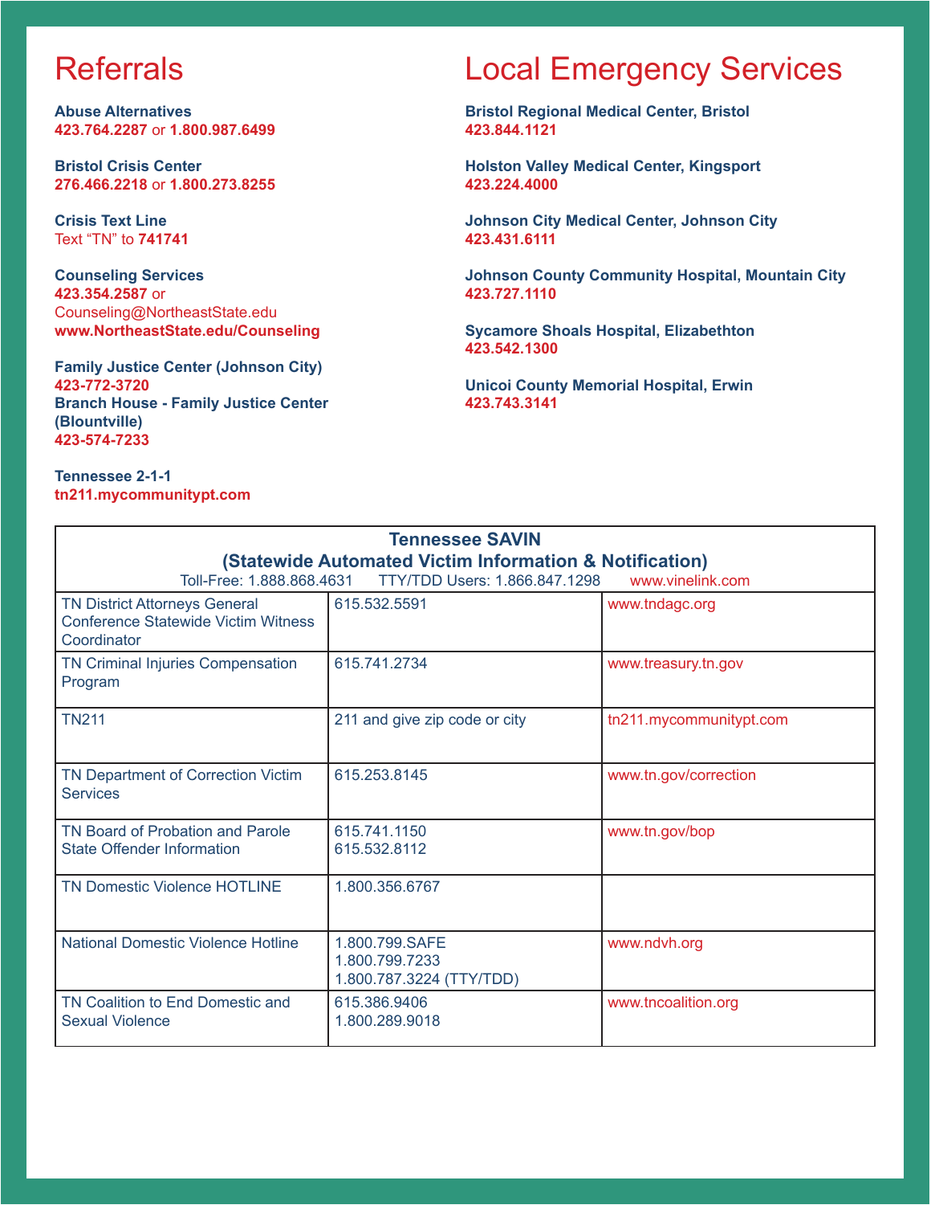# Referrals

**Abuse Alternatives**
**423.764.2287** or **1.800.987.6499**

**Bristol Crisis Center**
**276.466.2218** or **1.800.273.8255**

**Crisis Text Line**
Text "TN" to **741741**

**Counseling Services**
**423.354.2587** or
Counseling@NortheastState.edu
**www.NortheastState.edu/Counseling**

**Family Justice Center (Johnson City)**
**423-772-3720**
**Branch House - Family Justice Center (Blountville)**
**423-574-7233**

**Tennessee 2-1-1**
**tn211.mycommunitypt.com**

# Local Emergency Services

**Bristol Regional Medical Center, Bristol**
**423.844.1121**

**Holston Valley Medical Center, Kingsport**
**423.224.4000**

**Johnson City Medical Center, Johnson City**
**423.431.6111**

**Johnson County Community Hospital, Mountain City**
**423.727.1110**

**Sycamore Shoals Hospital, Elizabethton**
**423.542.1300**

**Unicoi County Memorial Hospital, Erwin**
**423.743.3141**

| **Tennessee SAVIN (Statewide Automated Victim Information & Notification)** Toll-Free: 1.888.868.4631 TTY/TDD Users: 1.866.847.1298 www.vinelink.com | | |
|---|---|---|
| TN District Attorneys General Conference Statewide Victim Witness Coordinator | 615.532.5591 | www.tndagc.org |
| TN Criminal Injuries Compensation Program | 615.741.2734 | www.treasury.tn.gov |
| TN211 | 211 and give zip code or city | tn211.mycommunitypt.com |
| TN Department of Correction Victim Services | 615.253.8145 | www.tn.gov/correction |
| TN Board of Probation and Parole State Offender Information | 615.741.1150<br>615.532.8112 | www.tn.gov/bop |
| TN Domestic Violence HOTLINE | 1.800.356.6767 | |
| National Domestic Violence Hotline | 1.800.799.SAFE<br>1.800.799.7233<br>1.800.787.3224 (TTY/TDD) | www.ndvh.org |
| TN Coalition to End Domestic and Sexual Violence | 615.386.9406<br>1.800.289.9018 | www.tncoalition.org |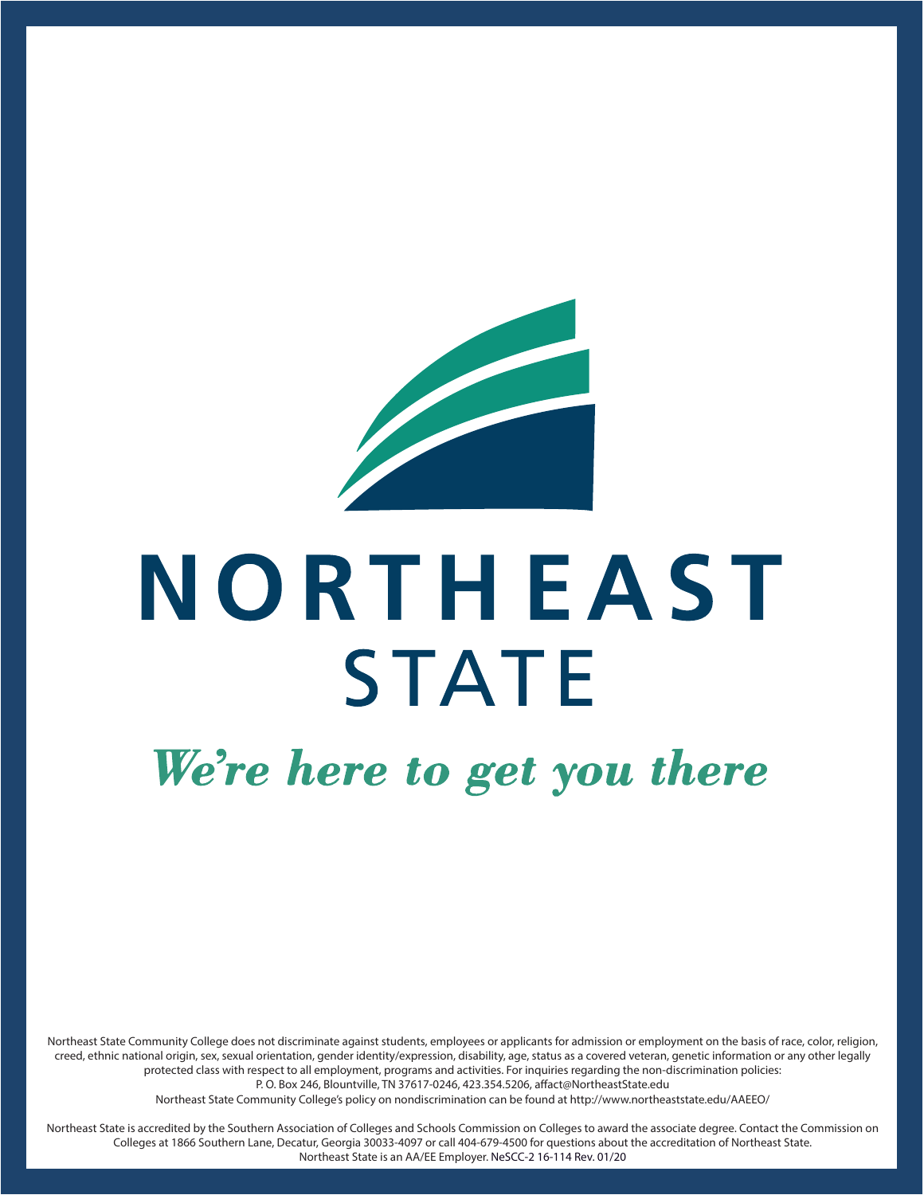# NORTHEAST STATE

*We're here to get you there*

Northeast State Community College does not discriminate against students, employees or applicants for admission or employment on the basis of race, color, religion, creed, ethnic national origin, sex, sexual orientation, gender identity/expression, disability, age, status as a covered veteran, genetic information or any other legally protected class with respect to all employment, programs and activities. For inquiries regarding the non-discrimination policies: P. O. Box 246, Blountville, TN 37617-0246, 423.354.5206, affact@NortheastState.edu
Northeast State Community College's policy on nondiscrimination can be found at http://www.northeaststate.edu/AAEEO/

Northeast State is accredited by the Southern Association of Colleges and Schools Commission on Colleges to award the associate degree. Contact the Commission on Colleges at 1866 Southern Lane, Decatur, Georgia 30033-4097 or call 404-679-4500 for questions about the accreditation of Northeast State.
Northeast State is an AA/EE Employer. NeSCC-2 16-114 Rev. 01/20